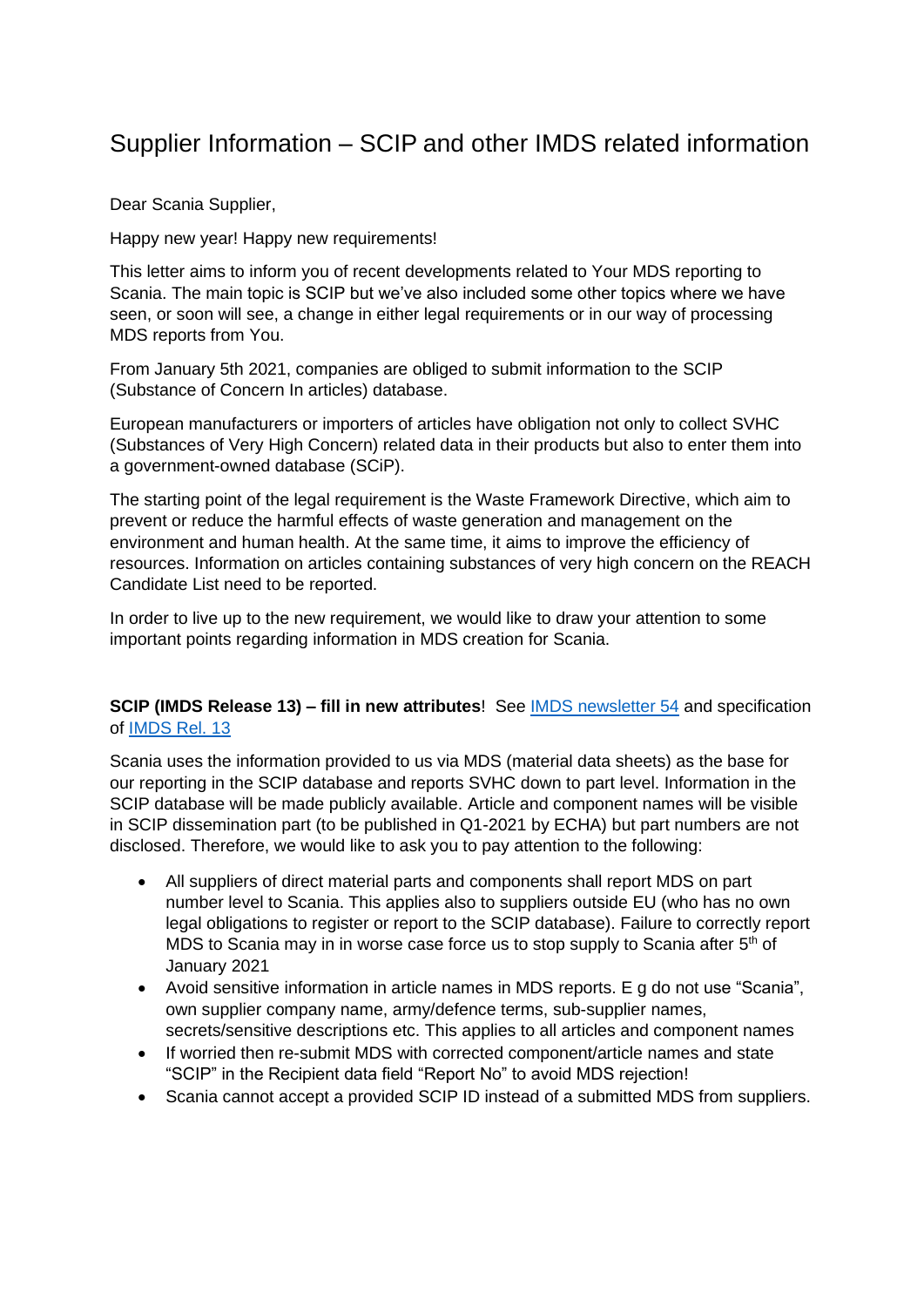# Supplier Information – SCIP and other IMDS related information

Dear Scania Supplier,

Happy new year! Happy new requirements!

This letter aims to inform you of recent developments related to Your MDS reporting to Scania. The main topic is SCIP but we've also included some other topics where we have seen, or soon will see, a change in either legal requirements or in our way of processing MDS reports from You.

From January 5th 2021, companies are obliged to submit information to the SCIP (Substance of Concern In articles) database.

European manufacturers or importers of articles have obligation not only to collect SVHC (Substances of Very High Concern) related data in their products but also to enter them into a government-owned database (SCiP).

The starting point of the legal requirement is the Waste Framework Directive, which aim to prevent or reduce the harmful effects of waste generation and management on the environment and human health. At the same time, it aims to improve the efficiency of resources. Information on articles containing substances of very high concern on the REACH Candidate List need to be reported.

In order to live up to the new requirement, we would like to draw your attention to some important points regarding information in MDS creation for Scania.

**SCIP (IMDS Release 13) – fill in new attributes**! See IMDS newsletter 54 and specification of IMDS Rel. 13

Scania uses the information provided to us via MDS (material data sheets) as the base for our reporting in the SCIP database and reports SVHC down to part level. Information in the SCIP database will be made publicly available. Article and component names will be visible in SCIP dissemination part (to be published in Q1-2021 by ECHA) but part numbers are not disclosed. Therefore, we would like to ask you to pay attention to the following:

- All suppliers of direct material parts and components shall report MDS on part number level to Scania. This applies also to suppliers outside EU (who has no own legal obligations to register or report to the SCIP database). Failure to correctly report MDS to Scania may in in worse case force us to stop supply to Scania after 5th of January 2021
- Avoid sensitive information in article names in MDS reports. E g do not use "Scania", own supplier company name, army/defence terms, sub-supplier names, secrets/sensitive descriptions etc. This applies to all articles and component names
- If worried then re-submit MDS with corrected component/article names and state "SCIP" in the Recipient data field "Report No" to avoid MDS rejection!
- Scania cannot accept a provided SCIP ID instead of a submitted MDS from suppliers.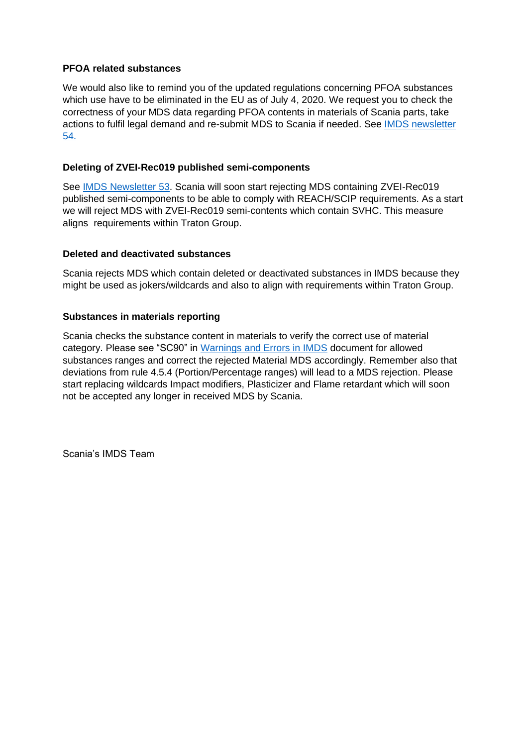**PFOA related substances**

We would also like to remind you of the updated regulations concerning PFOA substances which use have to be eliminated in the EU as of July 4, 2020. We request you to check the correctness of your MDS data regarding PFOA contents in materials of Scania parts, take actions to fulfil legal demand and re-submit MDS to Scania if needed. See [IMDS newsletter 54.]

**Deleting of ZVEI-Rec019 published semi-components**

See [IMDS Newsletter 53]. Scania will soon start rejecting MDS containing ZVEI-Rec019 published semi-components to be able to comply with REACH/SCIP requirements. As a start we will reject MDS with ZVEI-Rec019 semi-contents which contain SVHC. This measure aligns requirements within Traton Group.

**Deleted and deactivated substances**

Scania rejects MDS which contain deleted or deactivated substances in IMDS because they might be used as jokers/wildcards and also to align with requirements within Traton Group.

**Substances in materials reporting**

Scania checks the substance content in materials to verify the correct use of material category. Please see "SC90" in [Warnings and Errors in IMDS] document for allowed substances ranges and correct the rejected Material MDS accordingly. Remember also that deviations from rule 4.5.4 (Portion/Percentage ranges) will lead to a MDS rejection. Please start replacing wildcards Impact modifiers, Plasticizer and Flame retardant which will soon not be accepted any longer in received MDS by Scania.

Scania's IMDS Team